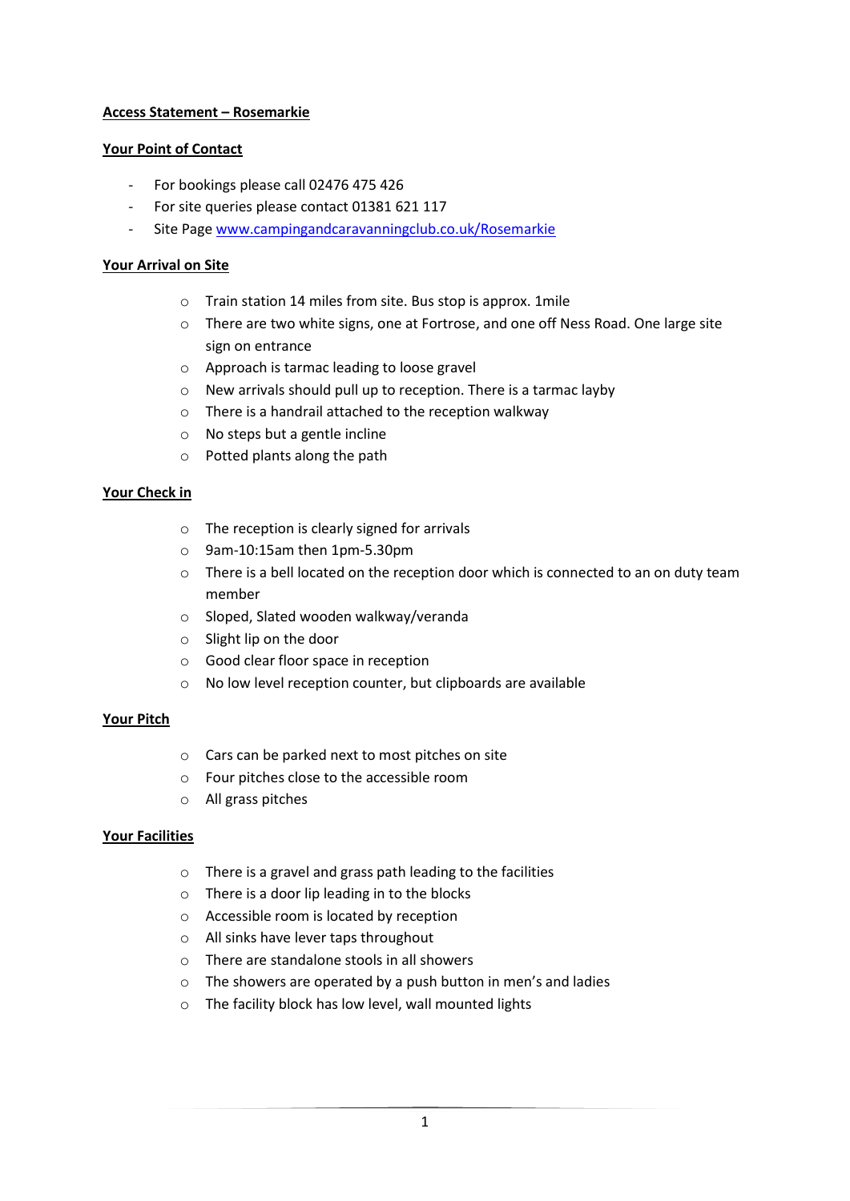# Access Statement – Rosemarkie

## Your Point of Contact

- For bookings please call 02476 475 426
- For site queries please contact 01381 621 117
- Site Page [www.campingandcaravanningclub.co.uk/Rosemarkie](http://www.campingandcaravanningclub.co.uk/Rosemarkie)

## Your Arrival on Site

- Train station 14 miles from site. Bus stop is approx. 1mile
- There are two white signs, one at Fortrose, and one off Ness Road. One large site sign on entrance
- Approach is tarmac leading to loose gravel
- New arrivals should pull up to reception. There is a tarmac layby
- There is a handrail attached to the reception walkway
- No steps but a gentle incline
- Potted plants along the path

## Your Check in

- The reception is clearly signed for arrivals
- 9am-10:15am then 1pm-5.30pm
- There is a bell located on the reception door which is connected to an on duty team member
- Sloped, Slated wooden walkway/veranda
- Slight lip on the door
- Good clear floor space in reception
- No low level reception counter, but clipboards are available

## Your Pitch

- Cars can be parked next to most pitches on site
- Four pitches close to the accessible room
- All grass pitches

## Your Facilities

- There is a gravel and grass path leading to the facilities
- There is a door lip leading in to the blocks
- Accessible room is located by reception
- All sinks have lever taps throughout
- There are standalone stools in all showers
- The showers are operated by a push button in men's and ladies
- The facility block has low level, wall mounted lights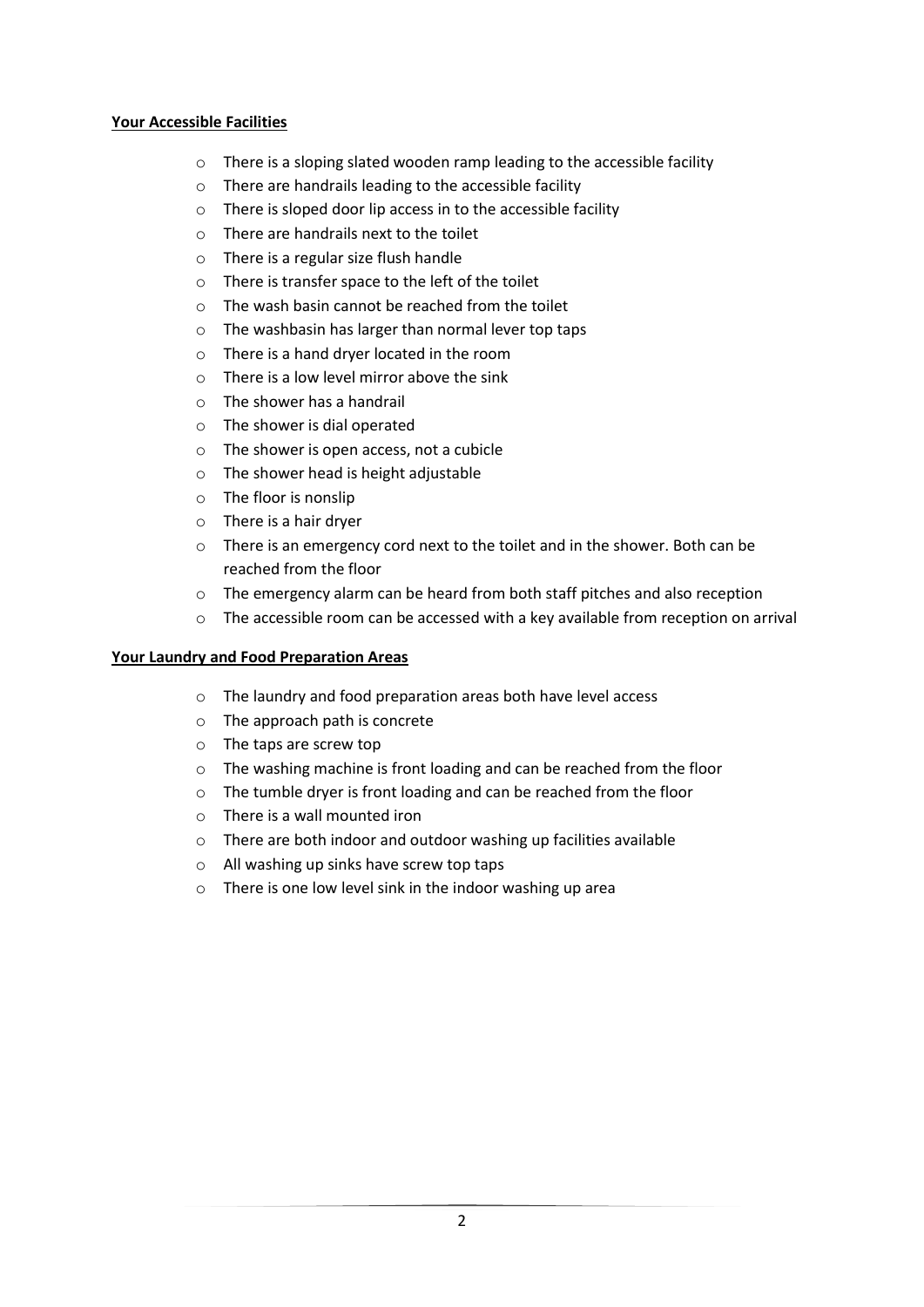**Your Accessible Facilities**

- There is a sloping slated wooden ramp leading to the accessible facility
- There are handrails leading to the accessible facility
- There is sloped door lip access in to the accessible facility
- There are handrails next to the toilet
- There is a regular size flush handle
- There is transfer space to the left of the toilet
- The wash basin cannot be reached from the toilet
- The washbasin has larger than normal lever top taps
- There is a hand dryer located in the room
- There is a low level mirror above the sink
- The shower has a handrail
- The shower is dial operated
- The shower is open access, not a cubicle
- The shower head is height adjustable
- The floor is nonslip
- There is a hair dryer
- There is an emergency cord next to the toilet and in the shower. Both can be reached from the floor
- The emergency alarm can be heard from both staff pitches and also reception
- The accessible room can be accessed with a key available from reception on arrival

**Your Laundry and Food Preparation Areas**

- The laundry and food preparation areas both have level access
- The approach path is concrete
- The taps are screw top
- The washing machine is front loading and can be reached from the floor
- The tumble dryer is front loading and can be reached from the floor
- There is a wall mounted iron
- There are both indoor and outdoor washing up facilities available
- All washing up sinks have screw top taps
- There is one low level sink in the indoor washing up area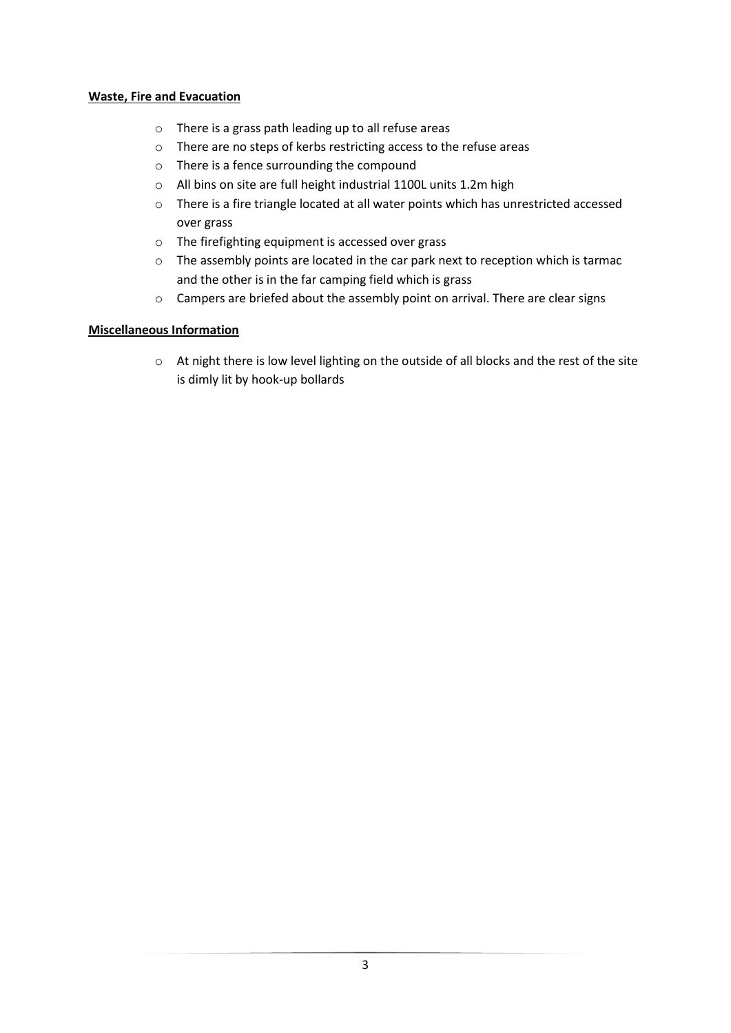**Waste, Fire and Evacuation**

- There is a grass path leading up to all refuse areas
- There are no steps of kerbs restricting access to the refuse areas
- There is a fence surrounding the compound
- All bins on site are full height industrial 1100L units 1.2m high
- There is a fire triangle located at all water points which has unrestricted accessed over grass
- The firefighting equipment is accessed over grass
- The assembly points are located in the car park next to reception which is tarmac and the other is in the far camping field which is grass
- Campers are briefed about the assembly point on arrival. There are clear signs

**Miscellaneous Information**

- At night there is low level lighting on the outside of all blocks and the rest of the site is dimly lit by hook-up bollards